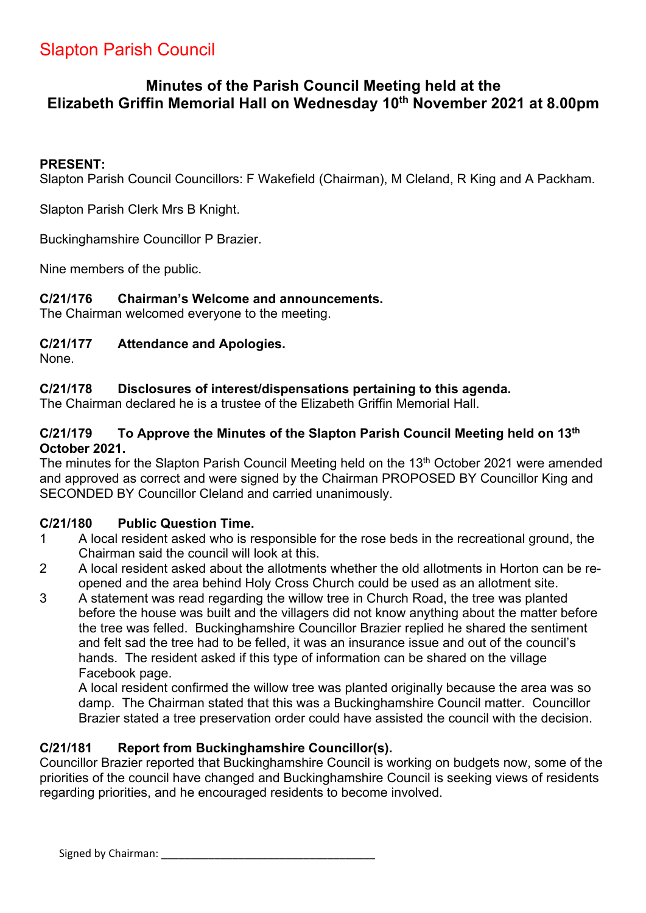# Slapton Parish Council

## Minutes of the Parish Council Meeting held at the Elizabeth Griffin Memorial Hall on Wednesday 10th November 2021 at 8.00pm

**PRESENT:**
Slapton Parish Council Councillors: F Wakefield (Chairman), M Cleland, R King and A Packham.

Slapton Parish Clerk Mrs B Knight.

Buckinghamshire Councillor P Brazier.

Nine members of the public.

**C/21/176 Chairman's Welcome and announcements.**
The Chairman welcomed everyone to the meeting.

**C/21/177 Attendance and Apologies.**
None.

**C/21/178 Disclosures of interest/dispensations pertaining to this agenda.**
The Chairman declared he is a trustee of the Elizabeth Griffin Memorial Hall.

**C/21/179 To Approve the Minutes of the Slapton Parish Council Meeting held on 13th October 2021.**
The minutes for the Slapton Parish Council Meeting held on the 13th October 2021 were amended and approved as correct and were signed by the Chairman PROPOSED BY Councillor King and SECONDED BY Councillor Cleland and carried unanimously.

**C/21/180 Public Question Time.**

1. A local resident asked who is responsible for the rose beds in the recreational ground, the Chairman said the council will look at this.
2. A local resident asked about the allotments whether the old allotments in Horton can be re-opened and the area behind Holy Cross Church could be used as an allotment site.
3. A statement was read regarding the willow tree in Church Road, the tree was planted before the house was built and the villagers did not know anything about the matter before the tree was felled. Buckinghamshire Councillor Brazier replied he shared the sentiment and felt sad the tree had to be felled, it was an insurance issue and out of the council's hands. The resident asked if this type of information can be shared on the village Facebook page.

   A local resident confirmed the willow tree was planted originally because the area was so damp. The Chairman stated that this was a Buckinghamshire Council matter. Councillor Brazier stated a tree preservation order could have assisted the council with the decision.

**C/21/181 Report from Buckinghamshire Councillor(s).**
Councillor Brazier reported that Buckinghamshire Council is working on budgets now, some of the priorities of the council have changed and Buckinghamshire Council is seeking views of residents regarding priorities, and he encouraged residents to become involved.

Signed by Chairman: ___________________________________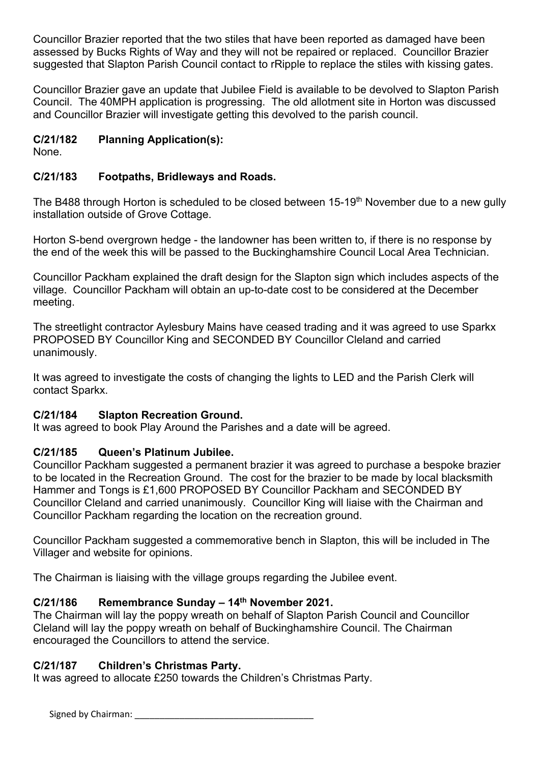Councillor Brazier reported that the two stiles that have been reported as damaged have been assessed by Bucks Rights of Way and they will not be repaired or replaced. Councillor Brazier suggested that Slapton Parish Council contact to rRipple to replace the stiles with kissing gates.

Councillor Brazier gave an update that Jubilee Field is available to be devolved to Slapton Parish Council. The 40MPH application is progressing. The old allotment site in Horton was discussed and Councillor Brazier will investigate getting this devolved to the parish council.

**C/21/182 Planning Application(s):**

None.

**C/21/183 Footpaths, Bridleways and Roads.**

The B488 through Horton is scheduled to be closed between 15-19th November due to a new gully installation outside of Grove Cottage.

Horton S-bend overgrown hedge - the landowner has been written to, if there is no response by the end of the week this will be passed to the Buckinghamshire Council Local Area Technician.

Councillor Packham explained the draft design for the Slapton sign which includes aspects of the village. Councillor Packham will obtain an up-to-date cost to be considered at the December meeting.

The streetlight contractor Aylesbury Mains have ceased trading and it was agreed to use Sparkx PROPOSED BY Councillor King and SECONDED BY Councillor Cleland and carried unanimously.

It was agreed to investigate the costs of changing the lights to LED and the Parish Clerk will contact Sparkx.

**C/21/184 Slapton Recreation Ground.**

It was agreed to book Play Around the Parishes and a date will be agreed.

**C/21/185 Queen's Platinum Jubilee.**

Councillor Packham suggested a permanent brazier it was agreed to purchase a bespoke brazier to be located in the Recreation Ground. The cost for the brazier to be made by local blacksmith Hammer and Tongs is £1,600 PROPOSED BY Councillor Packham and SECONDED BY Councillor Cleland and carried unanimously. Councillor King will liaise with the Chairman and Councillor Packham regarding the location on the recreation ground.

Councillor Packham suggested a commemorative bench in Slapton, this will be included in The Villager and website for opinions.

The Chairman is liaising with the village groups regarding the Jubilee event.

**C/21/186 Remembrance Sunday – 14th November 2021.**

The Chairman will lay the poppy wreath on behalf of Slapton Parish Council and Councillor Cleland will lay the poppy wreath on behalf of Buckinghamshire Council. The Chairman encouraged the Councillors to attend the service.

**C/21/187 Children's Christmas Party.**

It was agreed to allocate £250 towards the Children's Christmas Party.

Signed by Chairman: ___________________________________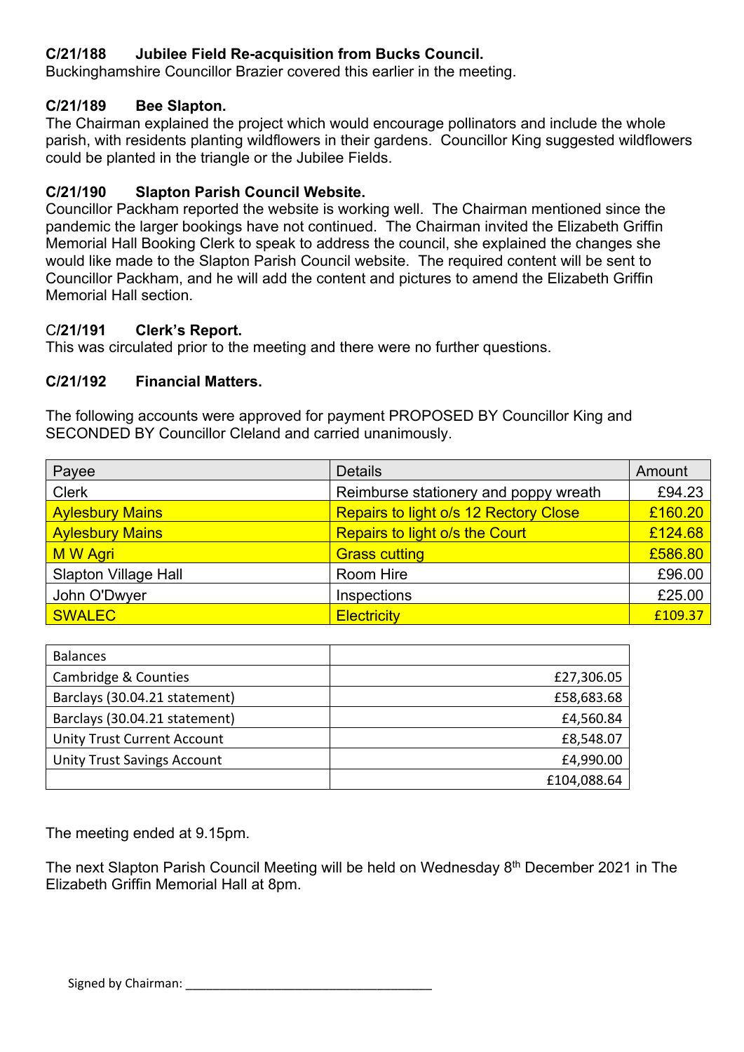**C/21/188 Jubilee Field Re-acquisition from Bucks Council.**
Buckinghamshire Councillor Brazier covered this earlier in the meeting.

**C/21/189 Bee Slapton.**
The Chairman explained the project which would encourage pollinators and include the whole parish, with residents planting wildflowers in their gardens. Councillor King suggested wildflowers could be planted in the triangle or the Jubilee Fields.

**C/21/190 Slapton Parish Council Website.**
Councillor Packham reported the website is working well. The Chairman mentioned since the pandemic the larger bookings have not continued. The Chairman invited the Elizabeth Griffin Memorial Hall Booking Clerk to speak to address the council, she explained the changes she would like made to the Slapton Parish Council website. The required content will be sent to Councillor Packham, and he will add the content and pictures to amend the Elizabeth Griffin Memorial Hall section.

C/**21/191 Clerk's Report.**
This was circulated prior to the meeting and there were no further questions.

**C/21/192 Financial Matters.**

The following accounts were approved for payment PROPOSED BY Councillor King and SECONDED BY Councillor Cleland and carried unanimously.

| Payee | Details | Amount |
|---|---|---|
| Clerk | Reimburse stationery and poppy wreath | £94.23 |
| Aylesbury Mains | Repairs to light o/s 12 Rectory Close | £160.20 |
| Aylesbury Mains | Repairs to light o/s the Court | £124.68 |
| M W Agri | Grass cutting | £586.80 |
| Slapton Village Hall | Room Hire | £96.00 |
| John O'Dwyer | Inspections | £25.00 |
| SWALEC | Electricity | £109.37 |

| Balances | |
|---|---|
| Cambridge & Counties | £27,306.05 |
| Barclays (30.04.21 statement) | £58,683.68 |
| Barclays (30.04.21 statement) | £4,560.84 |
| Unity Trust Current Account | £8,548.07 |
| Unity Trust Savings Account | £4,990.00 |
| | £104,088.64 |

The meeting ended at 9.15pm.

The next Slapton Parish Council Meeting will be held on Wednesday 8th December 2021 in The Elizabeth Griffin Memorial Hall at 8pm.

Signed by Chairman: ___________________________________